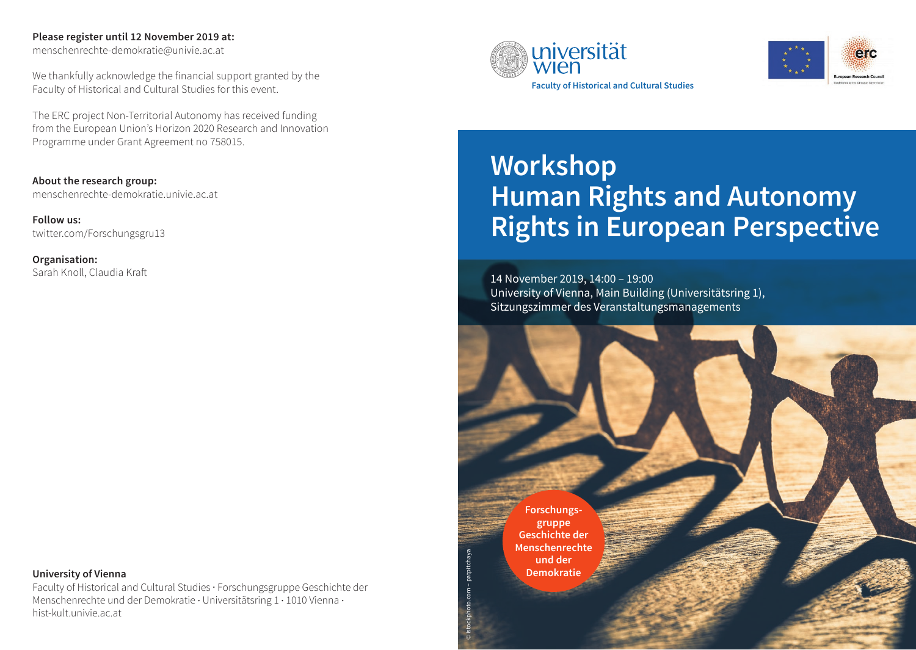**Please register until 12 November 2019 at:**
menschenrechte-demokratie@univie.ac.at

We thankfully acknowledge the financial support granted by the Faculty of Historical and Cultural Studies for this event.

The ERC project Non-Territorial Autonomy has received funding from the European Union's Horizon 2020 Research and Innovation Programme under Grant Agreement no 758015.

**About the research group:**
menschenrechte-demokratie.univie.ac.at

**Follow us:**
twitter.com/Forschungsgru13

**Organisation:**
Sarah Knoll, Claudia Kraft

**University of Vienna**
Faculty of Historical and Cultural Studies · Forschungsgruppe Geschichte der Menschenrechte und der Demokratie · Universitätsring 1 · 1010 Vienna · hist-kult.univie.ac.at

universität wien

Faculty of Historical and Cultural Studies

erc European Research Council

# Workshop Human Rights and Autonomy Rights in European Perspective

14 November 2019, 14:00 – 19:00
University of Vienna, Main Building (Universitätsring 1),
Sitzungszimmer des Veranstaltungsmanagements

**Forschungsgruppe Geschichte der Menschenrechte und der Demokratie**

© istockphoto.com – patpitchaya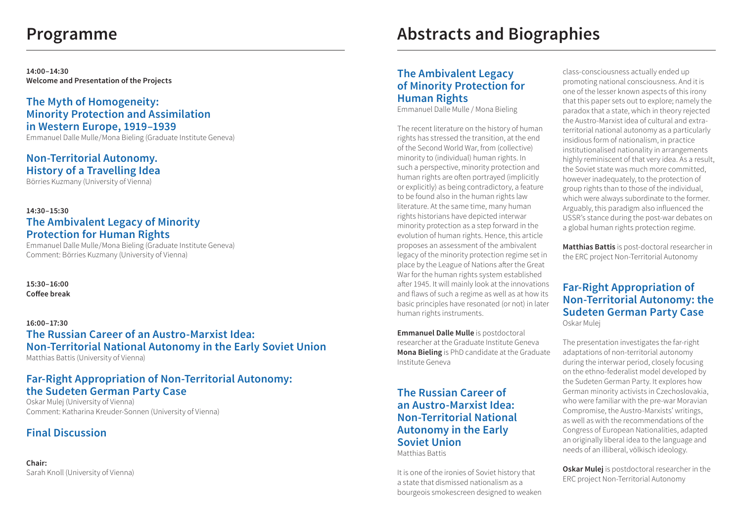# Programme

**14:00–14:30**
**Welcome and Presentation of the Projects**

## The Myth of Homogeneity: Minority Protection and Assimilation in Western Europe, 1919–1939

Emmanuel Dalle Mulle/Mona Bieling (Graduate Institute Geneva)

## Non-Territorial Autonomy. History of a Travelling Idea

Börries Kuzmany (University of Vienna)

**14:30–15:30**

## The Ambivalent Legacy of Minority Protection for Human Rights

Emmanuel Dalle Mulle/Mona Bieling (Graduate Institute Geneva)
Comment: Börries Kuzmany (University of Vienna)

**15:30–16:00**
**Coffee break**

**16:00–17:30**

## The Russian Career of an Austro-Marxist Idea: Non-Territorial National Autonomy in the Early Soviet Union

Matthias Battis (University of Vienna)

## Far-Right Appropriation of Non-Territorial Autonomy: the Sudeten German Party Case

Oskar Mulej (University of Vienna)
Comment: Katharina Kreuder-Sonnen (University of Vienna)

## Final Discussion

**Chair:**
Sarah Knoll (University of Vienna)

# Abstracts and Biographies

## The Ambivalent Legacy of Minority Protection for Human Rights

Emmanuel Dalle Mulle / Mona Bieling

The recent literature on the history of human rights has stressed the transition, at the end of the Second World War, from (collective) minority to (individual) human rights. In such a perspective, minority protection and human rights are often portrayed (implicitly or explicitly) as being contradictory, a feature to be found also in the human rights law literature. At the same time, many human rights historians have depicted interwar minority protection as a step forward in the evolution of human rights. Hence, this article proposes an assessment of the ambivalent legacy of the minority protection regime set in place by the League of Nations after the Great War for the human rights system established after 1945. It will mainly look at the innovations and flaws of such a regime as well as at how its basic principles have resonated (or not) in later human rights instruments.

**Emmanuel Dalle Mulle** is postdoctoral researcher at the Graduate Institute Geneva
**Mona Bieling** is PhD candidate at the Graduate Institute Geneva

## The Russian Career of an Austro-Marxist Idea: Non-Territorial National Autonomy in the Early Soviet Union

Matthias Battis

It is one of the ironies of Soviet history that a state that dismissed nationalism as a bourgeois smokescreen designed to weaken class-consciousness actually ended up promoting national consciousness. And it is one of the lesser known aspects of this irony that this paper sets out to explore; namely the paradox that a state, which in theory rejected the Austro-Marxist idea of cultural and extra-territorial national autonomy as a particularly insidious form of nationalism, in practice institutionalised nationality in arrangements highly reminiscent of that very idea. As a result, the Soviet state was much more committed, however inadequately, to the protection of group rights than to those of the individual, which were always subordinate to the former. Arguably, this paradigm also influenced the USSR's stance during the post-war debates on a global human rights protection regime.

**Matthias Battis** is post-doctoral researcher in the ERC project Non-Territorial Autonomy

## Far-Right Appropriation of Non-Territorial Autonomy: the Sudeten German Party Case

Oskar Mulej

The presentation investigates the far-right adaptations of non-territorial autonomy during the interwar period, closely focusing on the ethno-federalist model developed by the Sudeten German Party. It explores how German minority activists in Czechoslovakia, who were familiar with the pre-war Moravian Compromise, the Austro-Marxists' writings, as well as with the recommendations of the Congress of European Nationalities, adapted an originally liberal idea to the language and needs of an illiberal, völkisch ideology.

**Oskar Mulej** is postdoctoral researcher in the ERC project Non-Territorial Autonomy